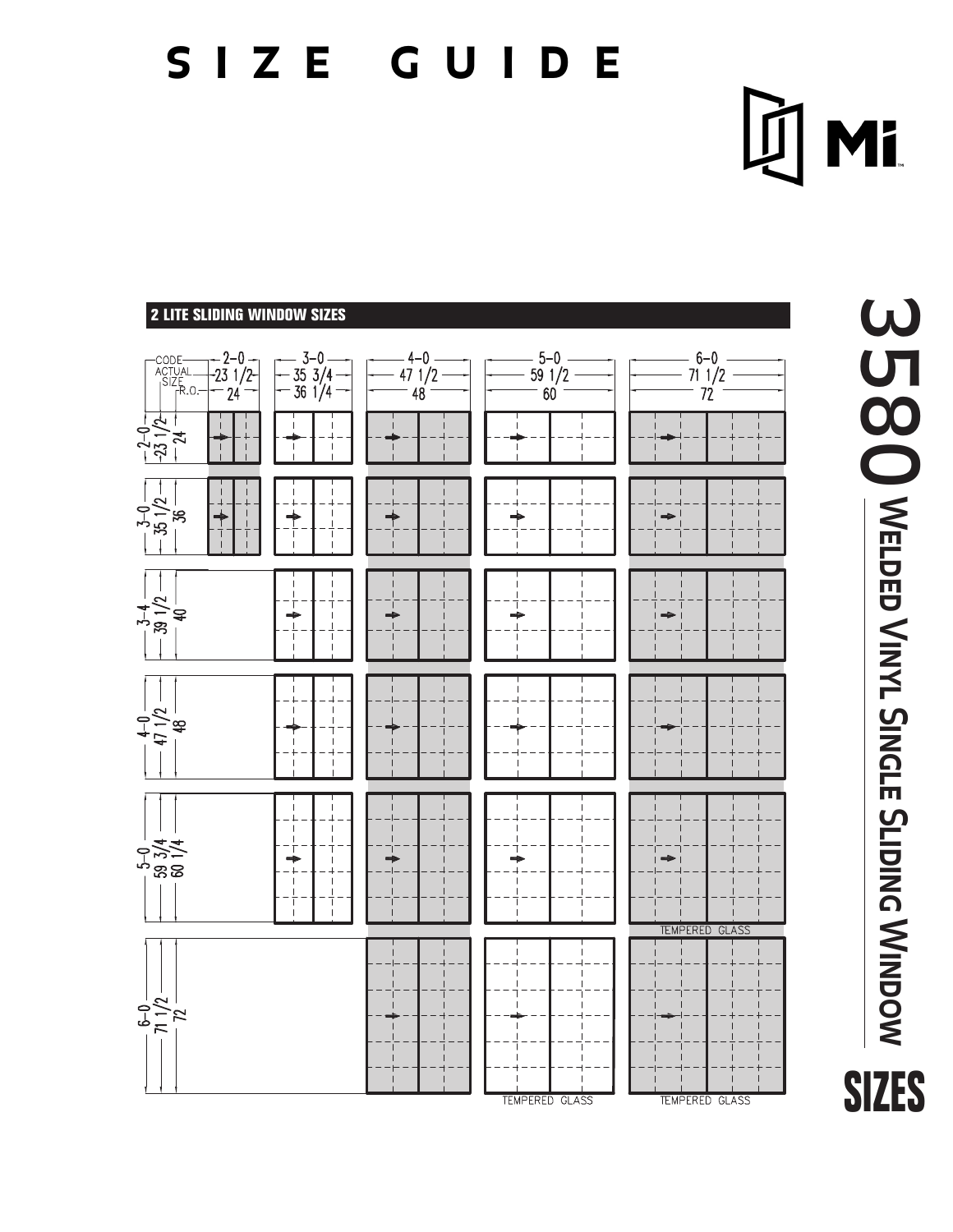# SIZE GUIDE

Mi

## 3580 Welded Vinyl Single Sliding Window

## SIZES

### 2 LITE SLIDING WINDOW SIZES

| CODE / ACTUAL SIZE / R.O. | 2-0 / 23 1/2 / 24 | 3-0 / 35 3/4 / 36 1/4 | 4-0 / 47 1/2 / 48 | 5-0 / 59 1/2 / 60 | 6-0 / 71 1/2 / 72 |
|---|---|---|---|---|---|
| 2-0 / 23 1/2 / 24 | ✓ | ✓ | ✓ | ✓ | ✓ |
| 3-0 / 35 1/2 / 36 | ✓ | ✓ | ✓ | ✓ | ✓ |
| 3-4 / 39 1/2 / 40 | | ✓ | ✓ | ✓ | ✓ |
| 4-0 / 47 1/2 / 48 | | ✓ | ✓ | ✓ | ✓ |
| 5-0 / 59 3/4 / 60 1/4 | | ✓ | ✓ | ✓ | ✓ TEMPERED GLASS |
| 6-0 / 71 1/2 / 72 | | | ✓ | ✓ TEMPERED GLASS | ✓ TEMPERED GLASS |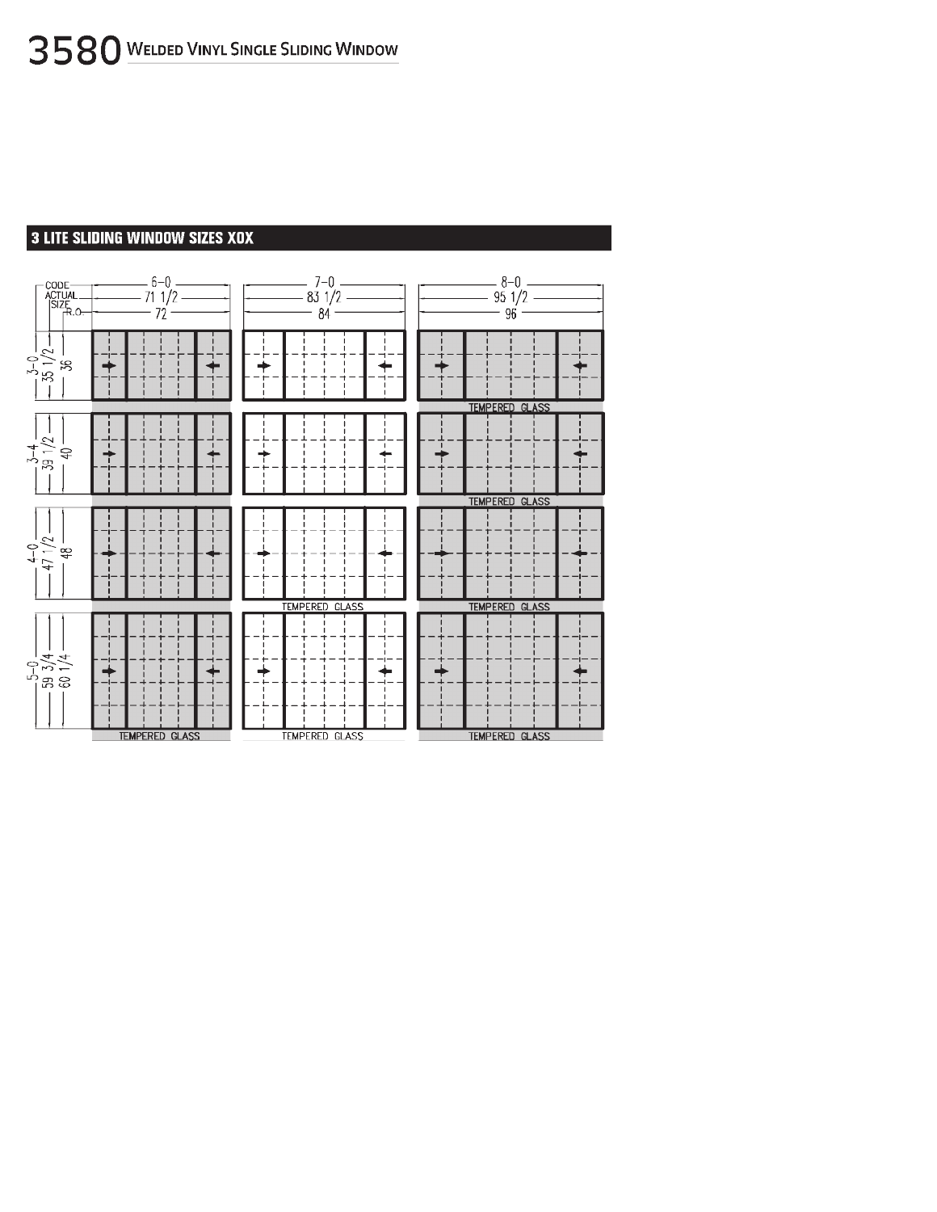# 3580 Welded Vinyl Single Sliding Window

## 3 LITE SLIDING WINDOW SIZES XOX

| CODE / ACTUAL SIZE / R.O. | 6-0 / 71 1/2 / 72 | 7-0 / 83 1/2 / 84 | 8-0 / 95 1/2 / 96 |
|---|---|---|---|
| 3-0 / 35 1/2 / 36 | | | TEMPERED GLASS |
| 3-4 / 39 1/2 / 40 | | | TEMPERED GLASS |
| 4-0 / 47 1/2 / 48 | | TEMPERED GLASS | TEMPERED GLASS |
| 5-0 / 59 3/4 / 60 1/4 | TEMPERED GLASS | TEMPERED GLASS | TEMPERED GLASS |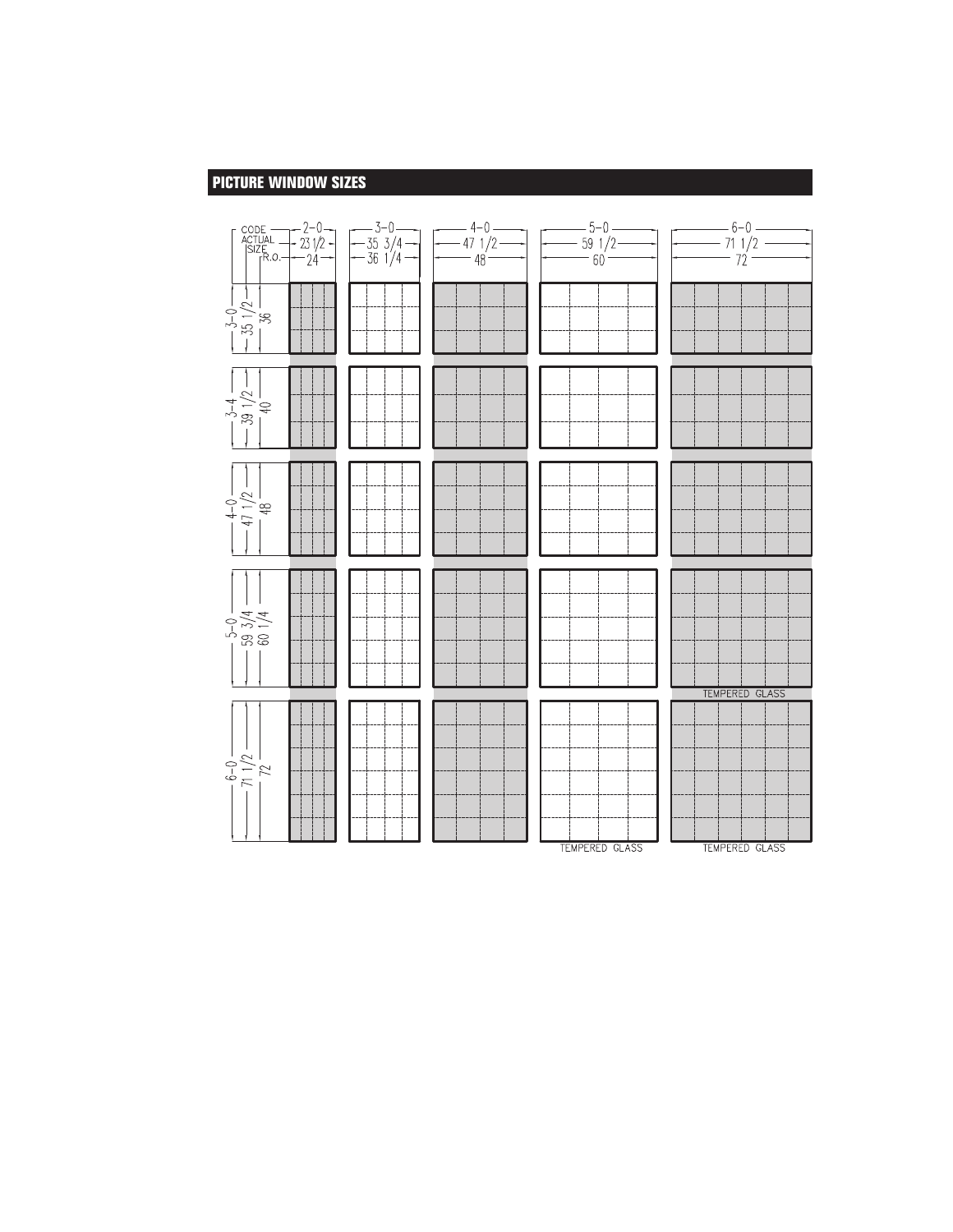## PICTURE WINDOW SIZES

| CODE / ACTUAL SIZE / R.O. | 2-0 / 23 1/2 / 24 | 3-0 / 35 3/4 / 36 1/4 | 4-0 / 47 1/2 / 48 | 5-0 / 59 1/2 / 60 | 6-0 / 71 1/2 / 72 |
|---|---|---|---|---|---|
| 3-0 / 35 1/2 / 36 | | | | | |
| 3-4 / 39 1/2 / 40 | | | | | |
| 4-0 / 47 1/2 / 48 | | | | | |
| 5-0 / 59 3/4 / 60 1/4 | | | | | TEMPERED GLASS |
| 6-0 / 71 1/2 / 72 | | | | TEMPERED GLASS | TEMPERED GLASS |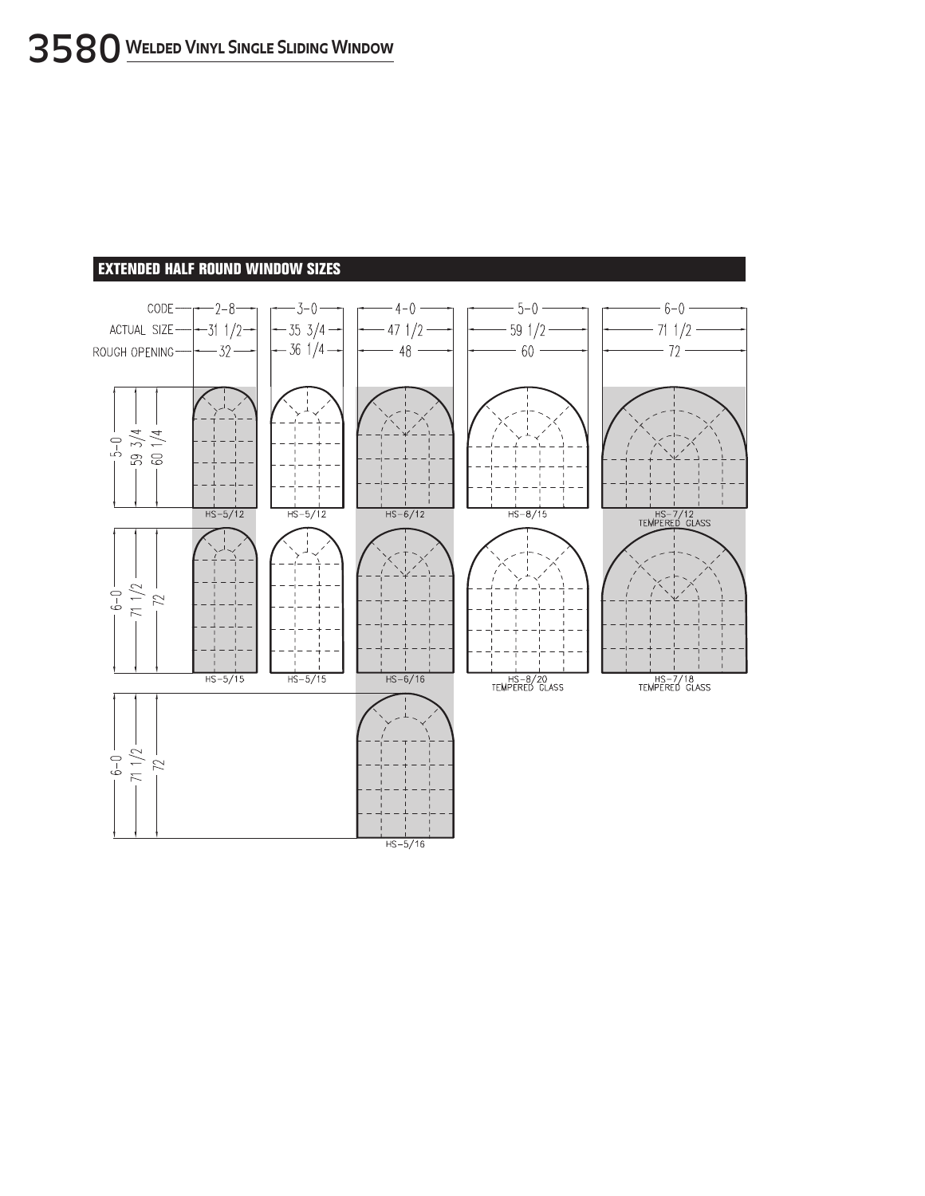# 3580 Welded Vinyl Single Sliding Window

## EXTENDED HALF ROUND WINDOW SIZES

| CODE | 2-8 | 3-0 | 4-0 | 5-0 | 6-0 |
|---|---|---|---|---|---|
| ACTUAL SIZE | 31 1/2 | 35 3/4 | 47 1/2 | 59 1/2 | 71 1/2 |
| ROUGH OPENING | 32 | 36 1/4 | 48 | 60 | 72 |

| Height (Code / Actual Size / Rough Opening) | 2-8 | 3-0 | 4-0 | 5-0 | 6-0 |
|---|---|---|---|---|---|
| 5-0 / 59 3/4 / 60 1/4 | HS-5/12 | HS-5/12 | HS-6/12 | HS-8/15 | HS-7/12 TEMPERED GLASS |
| 6-0 / 71 1/2 / 72 | HS-5/15 | HS-5/15 | HS-6/16 | HS-8/20 TEMPERED GLASS | HS-7/18 TEMPERED GLASS |
| 6-0 / 71 1/2 / 72 | | | HS-5/16 | | |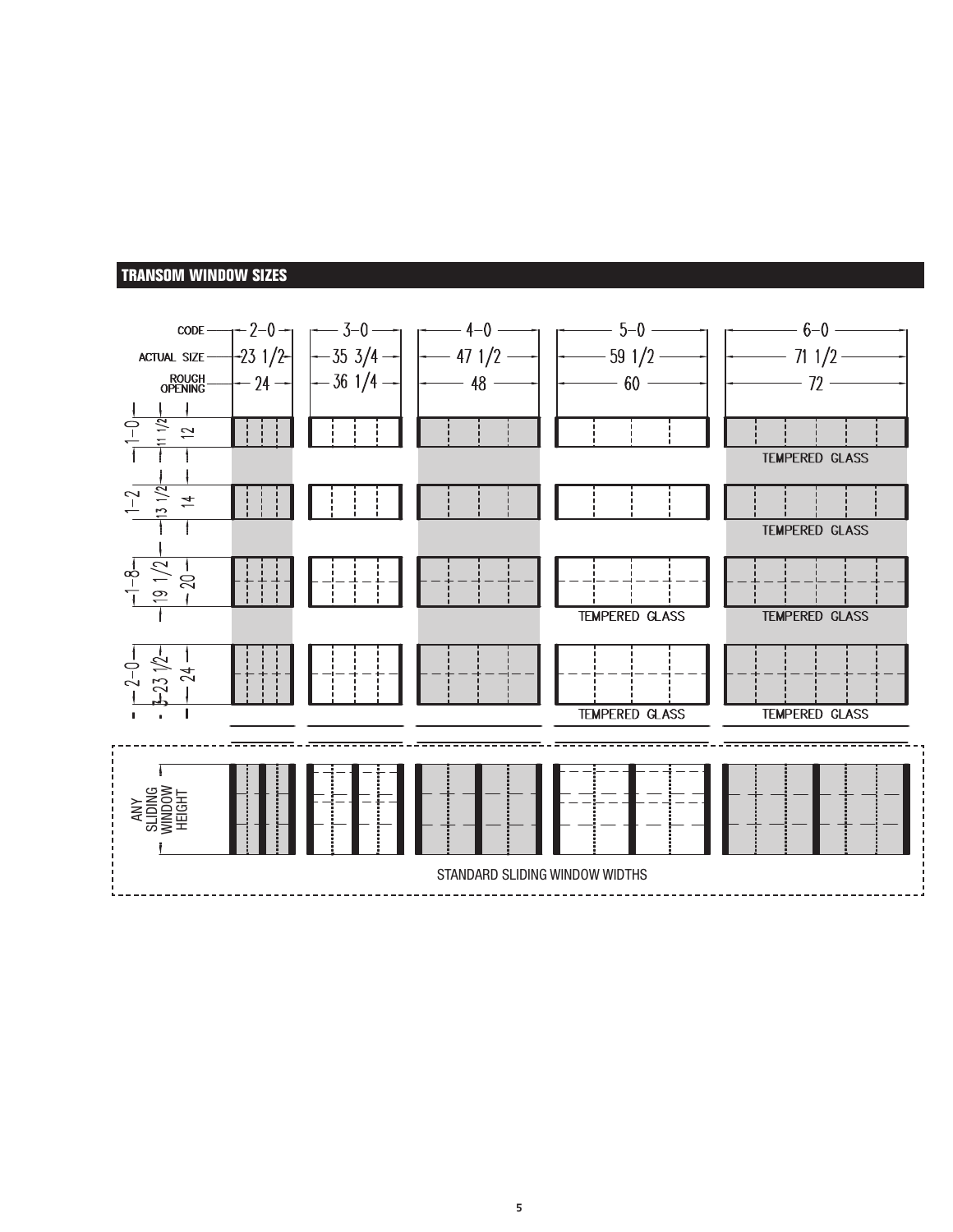## TRANSOM WINDOW SIZES

| CODE | 2-0 | 3-0 | 4-0 | 5-0 | 6-0 |
|---|---|---|---|---|---|
| ACTUAL SIZE | 23 1/2 | 35 3/4 | 47 1/2 | 59 1/2 | 71 1/2 |
| ROUGH OPENING | 24 | 36 1/4 | 48 | 60 | 72 |

| Code | Actual Size | Rough Opening | 2-0 | 3-0 | 4-0 | 5-0 | 6-0 |
|---|---|---|---|---|---|---|---|
| 1-0 | 11 1/2 | 12 | | | | | TEMPERED GLASS |
| 1-2 | 13 1/2 | 14 | | | | | TEMPERED GLASS |
| 1-8 | 19 1/2 | 20 | | | | TEMPERED GLASS | TEMPERED GLASS |
| 2-0 | 23 1/2 | 24 | | | | TEMPERED GLASS | TEMPERED GLASS |

ANY SLIDING WINDOW HEIGHT

STANDARD SLIDING WINDOW WIDTHS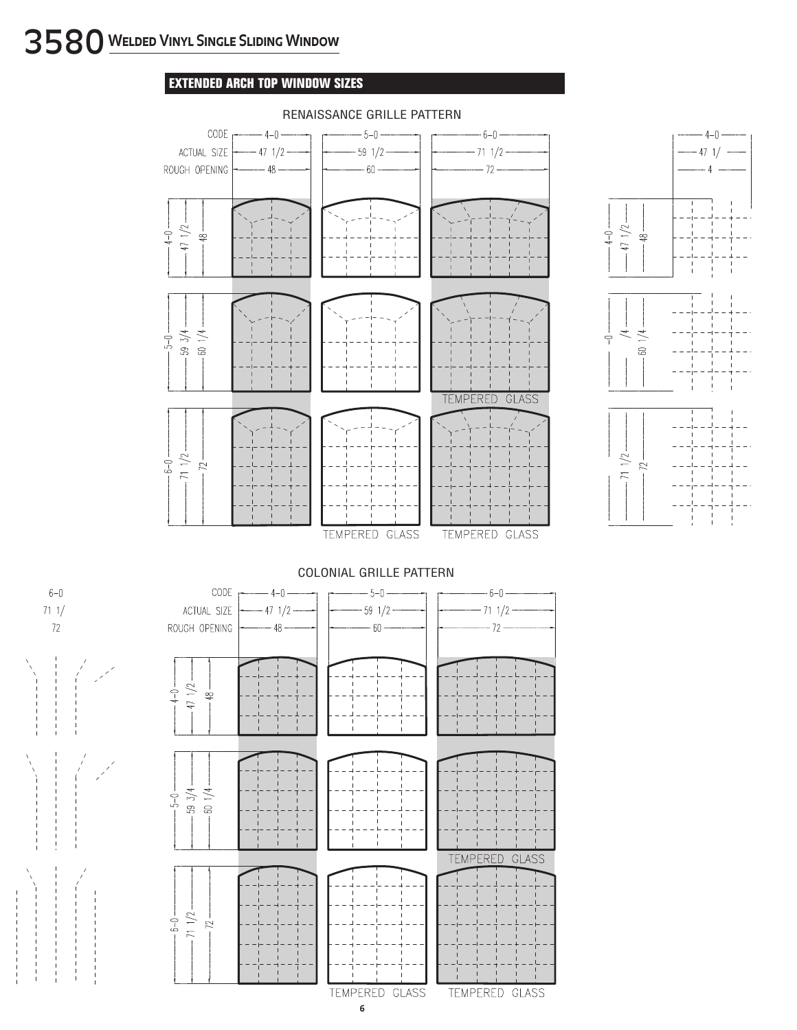# 3580 Welded Vinyl Single Sliding Window

## EXTENDED ARCH TOP WINDOW SIZES

### RENAISSANCE GRILLE PATTERN

| CODE | 4–0 | 5–0 | 6–0 |
|---|---|---|---|
| ACTUAL SIZE | 47 1/2 | 59 1/2 | 71 1/2 |
| ROUGH OPENING | 48 | 60 | 72 |

| Code | Actual Size | Rough Opening | 4–0 | 5–0 | 6–0 |
|---|---|---|---|---|---|
| 4–0 | 47 1/2 | 48 | | | |
| 5–0 | 59 3/4 | 60 1/4 | | | TEMPERED GLASS |
| 6–0 | 71 1/2 | 72 | | TEMPERED GLASS | TEMPERED GLASS |

### COLONIAL GRILLE PATTERN

| CODE | 4–0 | 5–0 | 6–0 |
|---|---|---|---|
| ACTUAL SIZE | 47 1/2 | 59 1/2 | 71 1/2 |
| ROUGH OPENING | 48 | 60 | 72 |

| Code | Actual Size | Rough Opening | 4–0 | 5–0 | 6–0 |
|---|---|---|---|---|---|
| 4–0 | 47 1/2 | 48 | | | |
| 5–0 | 59 3/4 | 60 1/4 | | | TEMPERED GLASS |
| 6–0 | 71 1/2 | 72 | | TEMPERED GLASS | TEMPERED GLASS |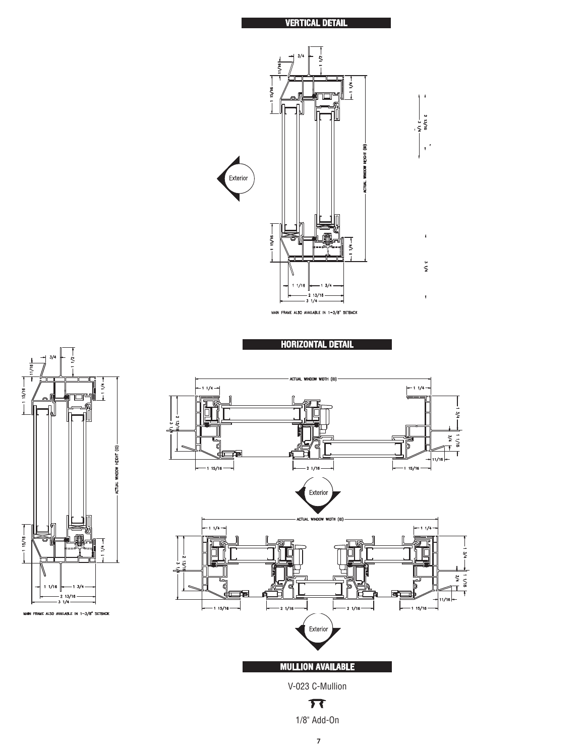## VERTICAL DETAIL

3/4
1 1/2
11/16
1 15/16
1 1/4
Exterior
ACTUAL WINDOW HEIGHT (ID)
1 15/16
1 1/4
1 1/16
1 3/4
2 13/16
3 1/4

MAIN FRAME ALSO AVAILABLE IN 1-3/8" SETBACK

## HORIZONTAL DETAIL

ACTUAL WINDOW WIDTH (ID)
1 1/4
1 1/4
2 13/16
3 1/4
1 3/4
3/4
1 1/16
11/16
1 15/16
2 1/16
1 15/16
Exterior

ACTUAL WINDOW WIDTH (ID)
1 1/4
1 1/4
2 13/16
3 1/4
1 3/4
3/4
1 1/16
11/16
1 15/16
2 1/16
2 1/16
1 15/16
Exterior

## MULLION AVAILABLE

V-023 C-Mullion

1/8" Add-On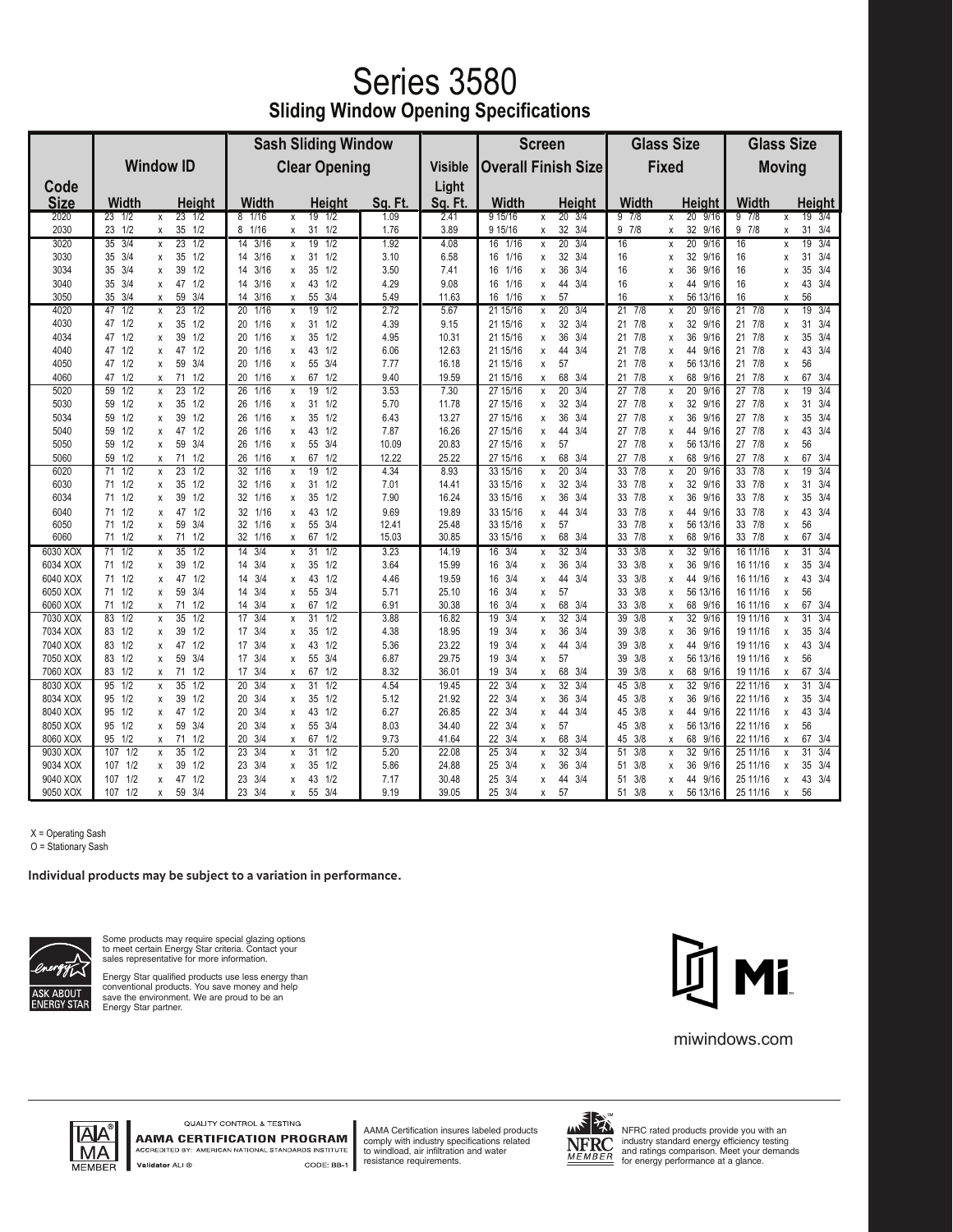# Series 3580

## Sliding Window Opening Specifications

| Code Size | Window ID | | | Sash Sliding Window Clear Opening | | | | Visible Light | Screen Overall Finish Size | | | Glass Size Fixed | | | Glass Size Moving | | |
|---|---|---|---|---|---|---|---|---|---|---|---|---|---|---|---|---|---|
| | Width | | Height | Width | | Height | Sq. Ft. | Sq. Ft. | Width | | Height | Width | | Height | Width | | Height |
| 2020 | 23 1/2 | x | 23 1/2 | 8 1/16 | x | 19 1/2 | 1.09 | 2.41 | 9 15/16 | x | 20 3/4 | 9 7/8 | x | 20 9/16 | 9 7/8 | x | 19 3/4 |
| 2030 | 23 1/2 | x | 35 1/2 | 8 1/16 | x | 31 1/2 | 1.76 | 3.89 | 9 15/16 | x | 32 3/4 | 9 7/8 | x | 32 9/16 | 9 7/8 | x | 31 3/4 |
| 3020 | 35 3/4 | x | 23 1/2 | 14 3/16 | x | 19 1/2 | 1.92 | 4.08 | 16 1/16 | x | 20 3/4 | 16 | x | 20 9/16 | 16 | x | 19 3/4 |
| 3030 | 35 3/4 | x | 35 1/2 | 14 3/16 | x | 31 1/2 | 3.10 | 6.58 | 16 1/16 | x | 32 3/4 | 16 | x | 32 9/16 | 16 | x | 31 3/4 |
| 3034 | 35 3/4 | x | 39 1/2 | 14 3/16 | x | 35 1/2 | 3.50 | 7.41 | 16 1/16 | x | 36 3/4 | 16 | x | 36 9/16 | 16 | x | 35 3/4 |
| 3040 | 35 3/4 | x | 47 1/2 | 14 3/16 | x | 43 1/2 | 4.29 | 9.08 | 16 1/16 | x | 44 3/4 | 16 | x | 44 9/16 | 16 | x | 43 3/4 |
| 3050 | 35 3/4 | x | 59 3/4 | 14 3/16 | x | 55 3/4 | 5.49 | 11.63 | 16 1/16 | x | 57 | 16 | x | 56 13/16 | 16 | x | 56 |
| 4020 | 47 1/2 | x | 23 1/2 | 20 1/16 | x | 19 1/2 | 2.72 | 5.67 | 21 15/16 | x | 20 3/4 | 21 7/8 | x | 20 9/16 | 21 7/8 | x | 19 3/4 |
| 4030 | 47 1/2 | x | 35 1/2 | 20 1/16 | x | 31 1/2 | 4.39 | 9.15 | 21 15/16 | x | 32 3/4 | 21 7/8 | x | 32 9/16 | 21 7/8 | x | 31 3/4 |
| 4034 | 47 1/2 | x | 39 1/2 | 20 1/16 | x | 35 1/2 | 4.95 | 10.31 | 21 15/16 | x | 36 3/4 | 21 7/8 | x | 36 9/16 | 21 7/8 | x | 35 3/4 |
| 4040 | 47 1/2 | x | 47 1/2 | 20 1/16 | x | 43 1/2 | 6.06 | 12.63 | 21 15/16 | x | 44 3/4 | 21 7/8 | x | 44 9/16 | 21 7/8 | x | 43 3/4 |
| 4050 | 47 1/2 | x | 59 3/4 | 20 1/16 | x | 55 3/4 | 7.77 | 16.18 | 21 15/16 | x | 57 | 21 7/8 | x | 56 13/16 | 21 7/8 | x | 56 |
| 4060 | 47 1/2 | x | 71 1/2 | 20 1/16 | x | 67 1/2 | 9.40 | 19.59 | 21 15/16 | x | 68 3/4 | 21 7/8 | x | 68 9/16 | 21 7/8 | x | 67 3/4 |
| 5020 | 59 1/2 | x | 23 1/2 | 26 1/16 | x | 19 1/2 | 3.53 | 7.30 | 27 15/16 | x | 20 3/4 | 27 7/8 | x | 20 9/16 | 27 7/8 | x | 19 3/4 |
| 5030 | 59 1/2 | x | 35 1/2 | 26 1/16 | x | 31 1/2 | 5.70 | 11.78 | 27 15/16 | x | 32 3/4 | 27 7/8 | x | 32 9/16 | 27 7/8 | x | 31 3/4 |
| 5034 | 59 1/2 | x | 39 1/2 | 26 1/16 | x | 35 1/2 | 6.43 | 13.27 | 27 15/16 | x | 36 3/4 | 27 7/8 | x | 36 9/16 | 27 7/8 | x | 35 3/4 |
| 5040 | 59 1/2 | x | 47 1/2 | 26 1/16 | x | 43 1/2 | 7.87 | 16.26 | 27 15/16 | x | 44 3/4 | 27 7/8 | x | 44 9/16 | 27 7/8 | x | 43 3/4 |
| 5050 | 59 1/2 | x | 59 3/4 | 26 1/16 | x | 55 3/4 | 10.09 | 20.83 | 27 15/16 | x | 57 | 27 7/8 | x | 56 13/16 | 27 7/8 | x | 56 |
| 5060 | 59 1/2 | x | 71 1/2 | 26 1/16 | x | 67 1/2 | 12.22 | 25.22 | 27 15/16 | x | 68 3/4 | 27 7/8 | x | 68 9/16 | 27 7/8 | x | 67 3/4 |
| 6020 | 71 1/2 | x | 23 1/2 | 32 1/16 | x | 19 1/2 | 4.34 | 8.93 | 33 15/16 | x | 20 3/4 | 33 7/8 | x | 20 9/16 | 33 7/8 | x | 19 3/4 |
| 6030 | 71 1/2 | x | 35 1/2 | 32 1/16 | x | 31 1/2 | 7.01 | 14.41 | 33 15/16 | x | 32 3/4 | 33 7/8 | x | 32 9/16 | 33 7/8 | x | 31 3/4 |
| 6034 | 71 1/2 | x | 39 1/2 | 32 1/16 | x | 35 1/2 | 7.90 | 16.24 | 33 15/16 | x | 36 3/4 | 33 7/8 | x | 36 9/16 | 33 7/8 | x | 35 3/4 |
| 6040 | 71 1/2 | x | 47 1/2 | 32 1/16 | x | 43 1/2 | 9.69 | 19.89 | 33 15/16 | x | 44 3/4 | 33 7/8 | x | 44 9/16 | 33 7/8 | x | 43 3/4 |
| 6050 | 71 1/2 | x | 59 3/4 | 32 1/16 | x | 55 3/4 | 12.41 | 25.48 | 33 15/16 | x | 57 | 33 7/8 | x | 56 13/16 | 33 7/8 | x | 56 |
| 6060 | 71 1/2 | x | 71 1/2 | 32 1/16 | x | 67 1/2 | 15.03 | 30.85 | 33 15/16 | x | 68 3/4 | 33 7/8 | x | 68 9/16 | 33 7/8 | x | 67 3/4 |
| 6030 XOX | 71 1/2 | x | 35 1/2 | 14 3/4 | x | 31 1/2 | 3.23 | 14.19 | 16 3/4 | x | 32 3/4 | 33 3/8 | x | 32 9/16 | 16 11/16 | x | 31 3/4 |
| 6034 XOX | 71 1/2 | x | 39 1/2 | 14 3/4 | x | 35 1/2 | 3.64 | 15.99 | 16 3/4 | x | 36 3/4 | 33 3/8 | x | 36 9/16 | 16 11/16 | x | 35 3/4 |
| 6040 XOX | 71 1/2 | x | 47 1/2 | 14 3/4 | x | 43 1/2 | 4.46 | 19.59 | 16 3/4 | x | 44 3/4 | 33 3/8 | x | 44 9/16 | 16 11/16 | x | 43 3/4 |
| 6050 XOX | 71 1/2 | x | 59 3/4 | 14 3/4 | x | 55 3/4 | 5.71 | 25.10 | 16 3/4 | x | 57 | 33 3/8 | x | 56 13/16 | 16 11/16 | x | 56 |
| 6060 XOX | 71 1/2 | x | 71 1/2 | 14 3/4 | x | 67 1/2 | 6.91 | 30.38 | 16 3/4 | x | 68 3/4 | 33 3/8 | x | 68 9/16 | 16 11/16 | x | 67 3/4 |
| 7030 XOX | 83 1/2 | x | 35 1/2 | 17 3/4 | x | 31 1/2 | 3.88 | 16.82 | 19 3/4 | x | 32 3/4 | 39 3/8 | x | 32 9/16 | 19 11/16 | x | 31 3/4 |
| 7034 XOX | 83 1/2 | x | 39 1/2 | 17 3/4 | x | 35 1/2 | 4.38 | 18.95 | 19 3/4 | x | 36 3/4 | 39 3/8 | x | 36 9/16 | 19 11/16 | x | 35 3/4 |
| 7040 XOX | 83 1/2 | x | 47 1/2 | 17 3/4 | x | 43 1/2 | 5.36 | 23.22 | 19 3/4 | x | 44 3/4 | 39 3/8 | x | 44 9/16 | 19 11/16 | x | 43 3/4 |
| 7050 XOX | 83 1/2 | x | 59 3/4 | 17 3/4 | x | 55 3/4 | 6.87 | 29.75 | 19 3/4 | x | 57 | 39 3/8 | x | 56 13/16 | 19 11/16 | x | 56 |
| 7060 XOX | 83 1/2 | x | 71 1/2 | 17 3/4 | x | 67 1/2 | 8.32 | 36.01 | 19 3/4 | x | 68 3/4 | 39 3/8 | x | 68 9/16 | 19 11/16 | x | 67 3/4 |
| 8030 XOX | 95 1/2 | x | 35 1/2 | 20 3/4 | x | 31 1/2 | 4.54 | 19.45 | 22 3/4 | x | 32 3/4 | 45 3/8 | x | 32 9/16 | 22 11/16 | x | 31 3/4 |
| 8034 XOX | 95 1/2 | x | 39 1/2 | 20 3/4 | x | 35 1/2 | 5.12 | 21.92 | 22 3/4 | x | 36 3/4 | 45 3/8 | x | 36 9/16 | 22 11/16 | x | 35 3/4 |
| 8040 XOX | 95 1/2 | x | 47 1/2 | 20 3/4 | x | 43 1/2 | 6.27 | 26.85 | 22 3/4 | x | 44 3/4 | 45 3/8 | x | 44 9/16 | 22 11/16 | x | 43 3/4 |
| 8050 XOX | 95 1/2 | x | 59 3/4 | 20 3/4 | x | 55 3/4 | 8.03 | 34.40 | 22 3/4 | x | 57 | 45 3/8 | x | 56 13/16 | 22 11/16 | x | 56 |
| 8060 XOX | 95 1/2 | x | 71 1/2 | 20 3/4 | x | 67 1/2 | 9.73 | 41.64 | 22 3/4 | x | 68 3/4 | 45 3/8 | x | 68 9/16 | 22 11/16 | x | 67 3/4 |
| 9030 XOX | 107 1/2 | x | 35 1/2 | 23 3/4 | x | 31 1/2 | 5.20 | 22.08 | 25 3/4 | x | 32 3/4 | 51 3/8 | x | 32 9/16 | 25 11/16 | x | 31 3/4 |
| 9034 XOX | 107 1/2 | x | 39 1/2 | 23 3/4 | x | 35 1/2 | 5.86 | 24.88 | 25 3/4 | x | 36 3/4 | 51 3/8 | x | 36 9/16 | 25 11/16 | x | 35 3/4 |
| 9040 XOX | 107 1/2 | x | 47 1/2 | 23 3/4 | x | 43 1/2 | 7.17 | 30.48 | 25 3/4 | x | 44 3/4 | 51 3/8 | x | 44 9/16 | 25 11/16 | x | 43 3/4 |
| 9050 XOX | 107 1/2 | x | 59 3/4 | 23 3/4 | x | 55 3/4 | 9.19 | 39.05 | 25 3/4 | x | 57 | 51 3/8 | x | 56 13/16 | 25 11/16 | x | 56 |

X = Operating Sash
O = Stationary Sash

**Individual products may be subject to a variation in performance.**

ASK ABOUT ENERGY STAR

Some products may require special glazing options to meet certain Energy Star criteria. Contact your sales representative for more information.

Energy Star qualified products use less energy than conventional products. You save money and help save the environment. We are proud to be an Energy Star partner.

Mi

miwindows.com

AAMA MEMBER

QUALITY CONTROL & TESTING
AAMA CERTIFICATION PROGRAM
ACCREDITED BY: AMERICAN NATIONAL STANDARDS INSTITUTE
Validator ALI ® CODE: BB-1

AAMA Certification insures labeled products comply with industry specifications related to windload, air infiltration and water resistance requirements.

NFRC MEMBER

NFRC rated products provide you with an industry standard energy efficiency testing and ratings comparison. Meet your demands for energy performance at a glance.